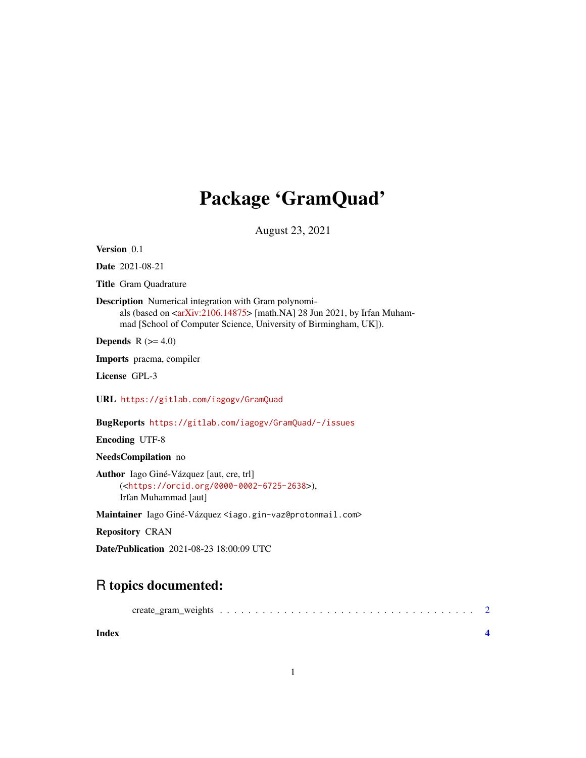# Package 'GramQuad'

August 23, 2021

**Version** 0.1

**Date** 2021-08-21

**Title** Gram Quadrature

**Description** Numerical integration with Gram polynomials (based on <arXiv:2106.14875> [math.NA] 28 Jun 2021, by Irfan Muhammad [School of Computer Science, University of Birmingham, UK]).

**Depends** R (>= 4.0)

**Imports** pracma, compiler

**License** GPL-3

**URL** `https://gitlab.com/iagogv/GramQuad`

**BugReports** `https://gitlab.com/iagogv/GramQuad/-/issues`

**Encoding** UTF-8

**NeedsCompilation** no

**Author** Iago Giné-Vázquez [aut, cre, trl] (<`https://orcid.org/0000-0002-6725-2638`>), Irfan Muhammad [aut]

**Maintainer** Iago Giné-Vázquez <iago.gin-vaz@protonmail.com>

**Repository** CRAN

**Date/Publication** 2021-08-23 18:00:09 UTC

## R topics documented:

create_gram_weights . . . . . . . . . . . . . . . . . . . . . . . . . . . . . . . . . . . 2

**Index** **4**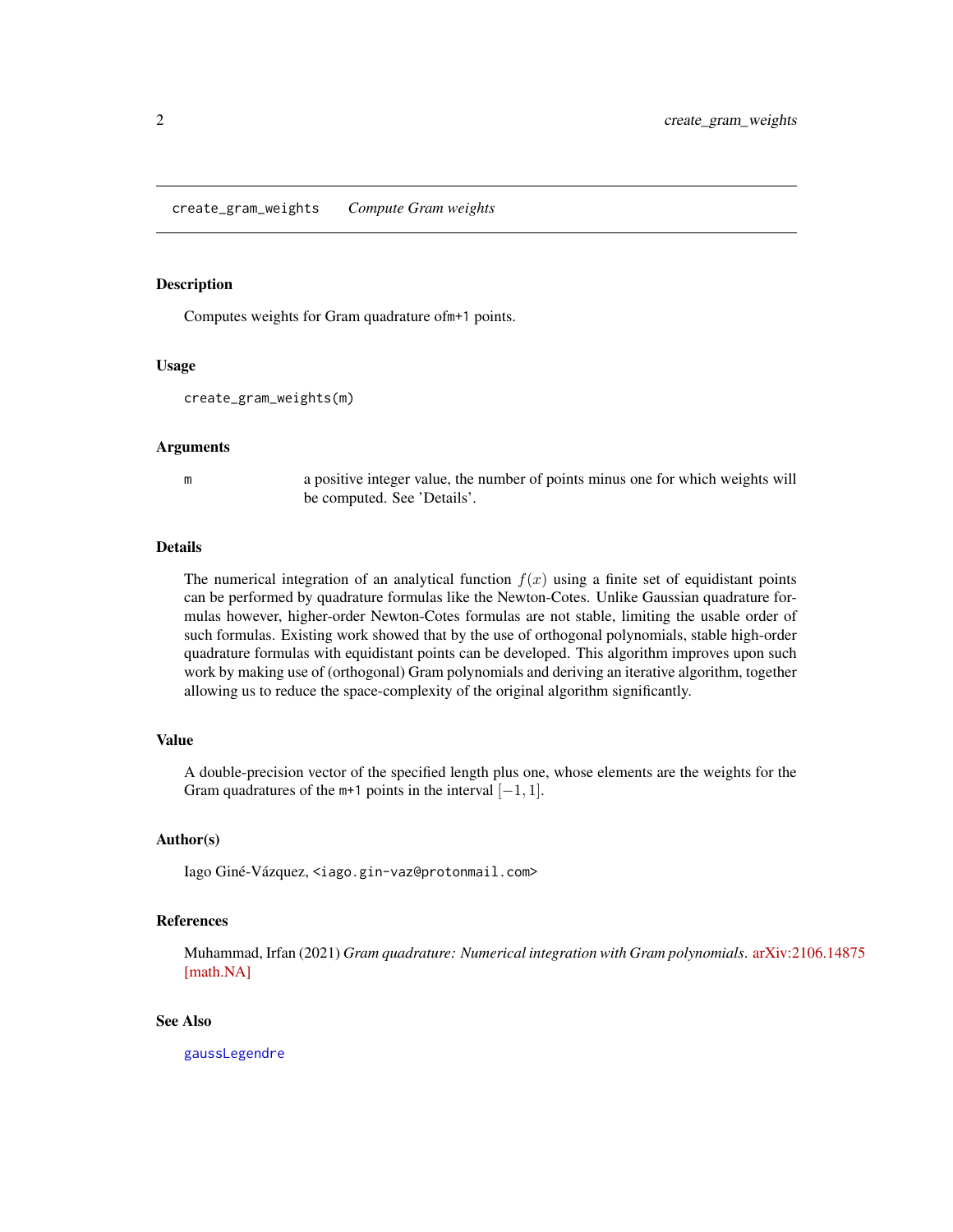# create_gram_weights *Compute Gram weights*

## Description

Computes weights for Gram quadrature of`m+1` points.

## Usage

```
create_gram_weights(m)
```

## Arguments

| | |
|---|---|
| `m` | a positive integer value, the number of points minus one for which weights will be computed. See 'Details'. |

## Details

The numerical integration of an analytical function $f(x)$ using a finite set of equidistant points can be performed by quadrature formulas like the Newton-Cotes. Unlike Gaussian quadrature formulas however, higher-order Newton-Cotes formulas are not stable, limiting the usable order of such formulas. Existing work showed that by the use of orthogonal polynomials, stable high-order quadrature formulas with equidistant points can be developed. This algorithm improves upon such work by making use of (orthogonal) Gram polynomials and deriving an iterative algorithm, together allowing us to reduce the space-complexity of the original algorithm significantly.

## Value

A double-precision vector of the specified length plus one, whose elements are the weights for the Gram quadratures of the `m+1` points in the interval $[-1, 1]$.

## Author(s)

Iago Giné-Vázquez, `<iago.gin-vaz@protonmail.com>`

## References

Muhammad, Irfan (2021) *Gram quadrature: Numerical integration with Gram polynomials*. arXiv:2106.14875 [math.NA]

## See Also

`gaussLegendre`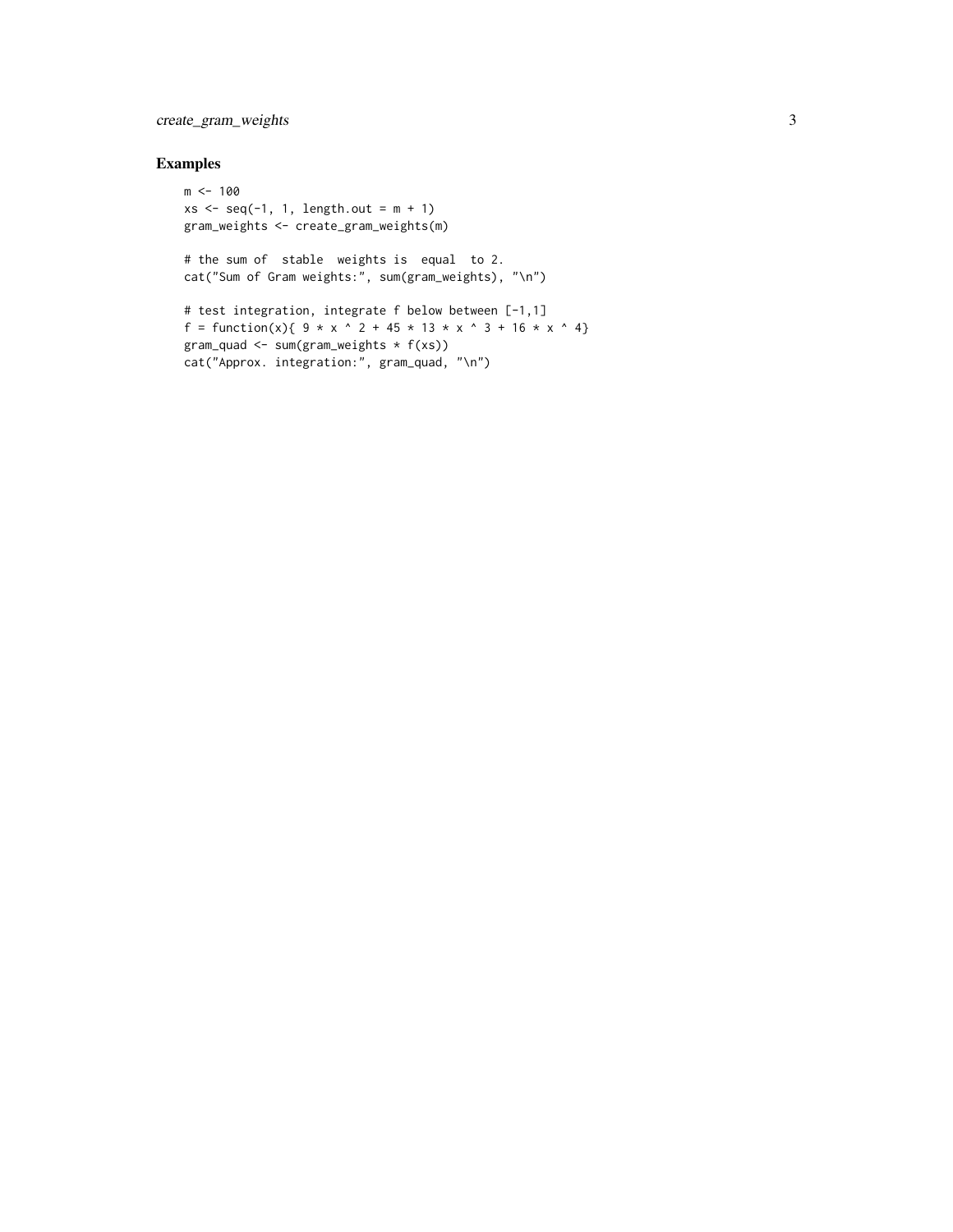## Examples

```
m <- 100
xs <- seq(-1, 1, length.out = m + 1)
gram_weights <- create_gram_weights(m)

# the sum of  stable  weights is  equal  to 2.
cat("Sum of Gram weights:", sum(gram_weights), "\n")

# test integration, integrate f below between [-1,1]
f = function(x){ 9 * x ^ 2 + 45 * 13 * x ^ 3 + 16 * x ^ 4}
gram_quad <- sum(gram_weights * f(xs))
cat("Approx. integration:", gram_quad, "\n")
```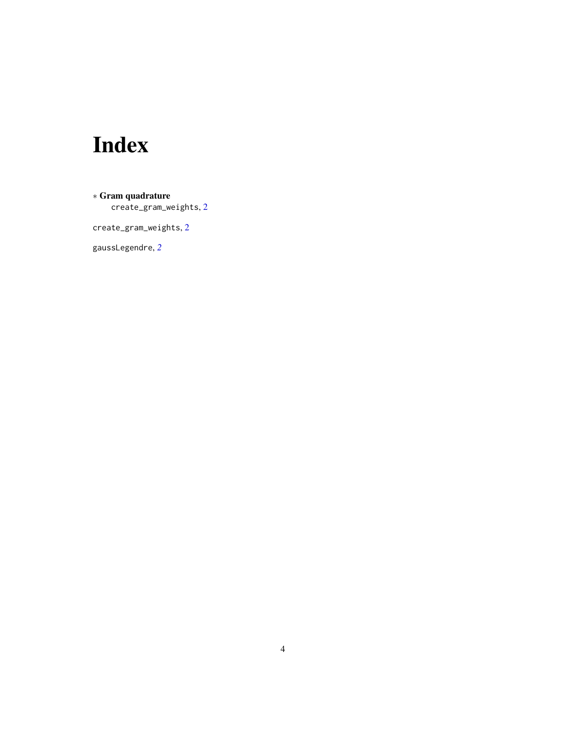# Index

∗ **Gram quadrature**
    create_gram_weights, 2

create_gram_weights, 2

gaussLegendre, *2*